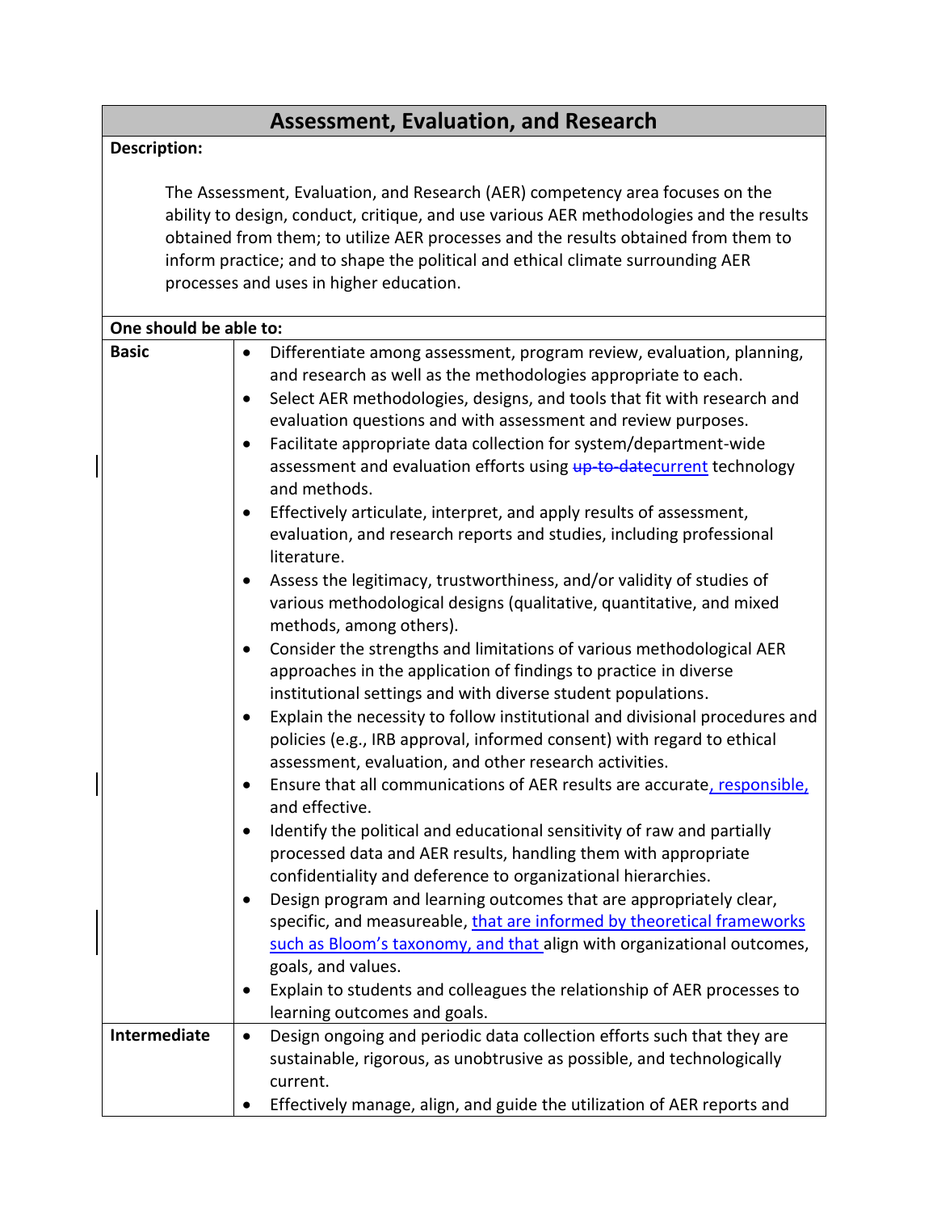# Assessment, Evaluation, and Research

**Description:**

The Assessment, Evaluation, and Research (AER) competency area focuses on the ability to design, conduct, critique, and use various AER methodologies and the results obtained from them; to utilize AER processes and the results obtained from them to inform practice; and to shape the political and ethical climate surrounding AER processes and uses in higher education.

**One should be able to:**

**Basic**

- Differentiate among assessment, program review, evaluation, planning, and research as well as the methodologies appropriate to each.
- Select AER methodologies, designs, and tools that fit with research and evaluation questions and with assessment and review purposes.
- Facilitate appropriate data collection for system/department-wide assessment and evaluation efforts using ~~up-to-date~~current technology and methods.
- Effectively articulate, interpret, and apply results of assessment, evaluation, and research reports and studies, including professional literature.
- Assess the legitimacy, trustworthiness, and/or validity of studies of various methodological designs (qualitative, quantitative, and mixed methods, among others).
- Consider the strengths and limitations of various methodological AER approaches in the application of findings to practice in diverse institutional settings and with diverse student populations.
- Explain the necessity to follow institutional and divisional procedures and policies (e.g., IRB approval, informed consent) with regard to ethical assessment, evaluation, and other research activities.
- Ensure that all communications of AER results are accurate, responsible, and effective.
- Identify the political and educational sensitivity of raw and partially processed data and AER results, handling them with appropriate confidentiality and deference to organizational hierarchies.
- Design program and learning outcomes that are appropriately clear, specific, and measureable, that are informed by theoretical frameworks such as Bloom's taxonomy, and that align with organizational outcomes, goals, and values.
- Explain to students and colleagues the relationship of AER processes to learning outcomes and goals.

**Intermediate**

- Design ongoing and periodic data collection efforts such that they are sustainable, rigorous, as unobtrusive as possible, and technologically current.
- Effectively manage, align, and guide the utilization of AER reports and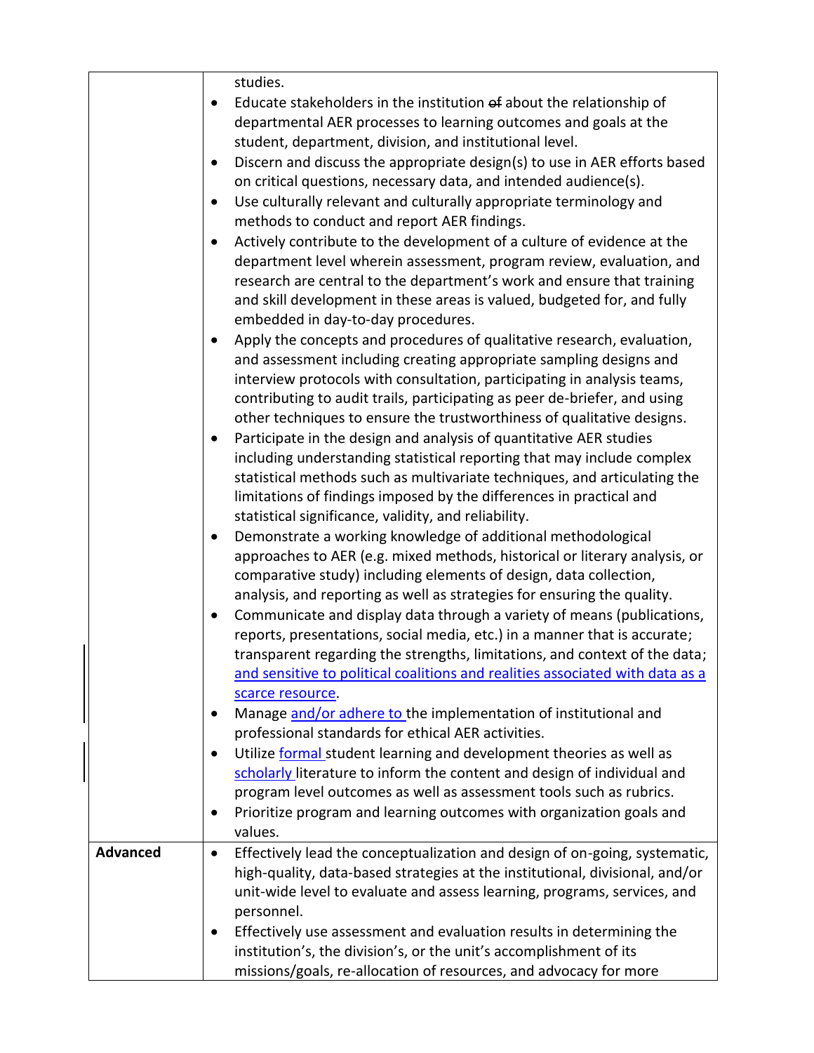| | |
|---|---|
| | studies.<br>• Educate stakeholders in the institution ~~of~~ about the relationship of departmental AER processes to learning outcomes and goals at the student, department, division, and institutional level.<br>• Discern and discuss the appropriate design(s) to use in AER efforts based on critical questions, necessary data, and intended audience(s).<br>• Use culturally relevant and culturally appropriate terminology and methods to conduct and report AER findings.<br>• Actively contribute to the development of a culture of evidence at the department level wherein assessment, program review, evaluation, and research are central to the department's work and ensure that training and skill development in these areas is valued, budgeted for, and fully embedded in day-to-day procedures.<br>• Apply the concepts and procedures of qualitative research, evaluation, and assessment including creating appropriate sampling designs and interview protocols with consultation, participating in analysis teams, contributing to audit trails, participating as peer de-briefer, and using other techniques to ensure the trustworthiness of qualitative designs.<br>• Participate in the design and analysis of quantitative AER studies including understanding statistical reporting that may include complex statistical methods such as multivariate techniques, and articulating the limitations of findings imposed by the differences in practical and statistical significance, validity, and reliability.<br>• Demonstrate a working knowledge of additional methodological approaches to AER (e.g. mixed methods, historical or literary analysis, or comparative study) including elements of design, data collection, analysis, and reporting as well as strategies for ensuring the quality.<br>• Communicate and display data through a variety of means (publications, reports, presentations, social media, etc.) in a manner that is accurate; transparent regarding the strengths, limitations, and context of the data; and sensitive to political coalitions and realities associated with data as a scarce resource.<br>• Manage and/or adhere to the implementation of institutional and professional standards for ethical AER activities.<br>• Utilize formal student learning and development theories as well as scholarly literature to inform the content and design of individual and program level outcomes as well as assessment tools such as rubrics.<br>• Prioritize program and learning outcomes with organization goals and values. |
| **Advanced** | • Effectively lead the conceptualization and design of on-going, systematic, high-quality, data-based strategies at the institutional, divisional, and/or unit-wide level to evaluate and assess learning, programs, services, and personnel.<br>• Effectively use assessment and evaluation results in determining the institution's, the division's, or the unit's accomplishment of its missions/goals, re-allocation of resources, and advocacy for more |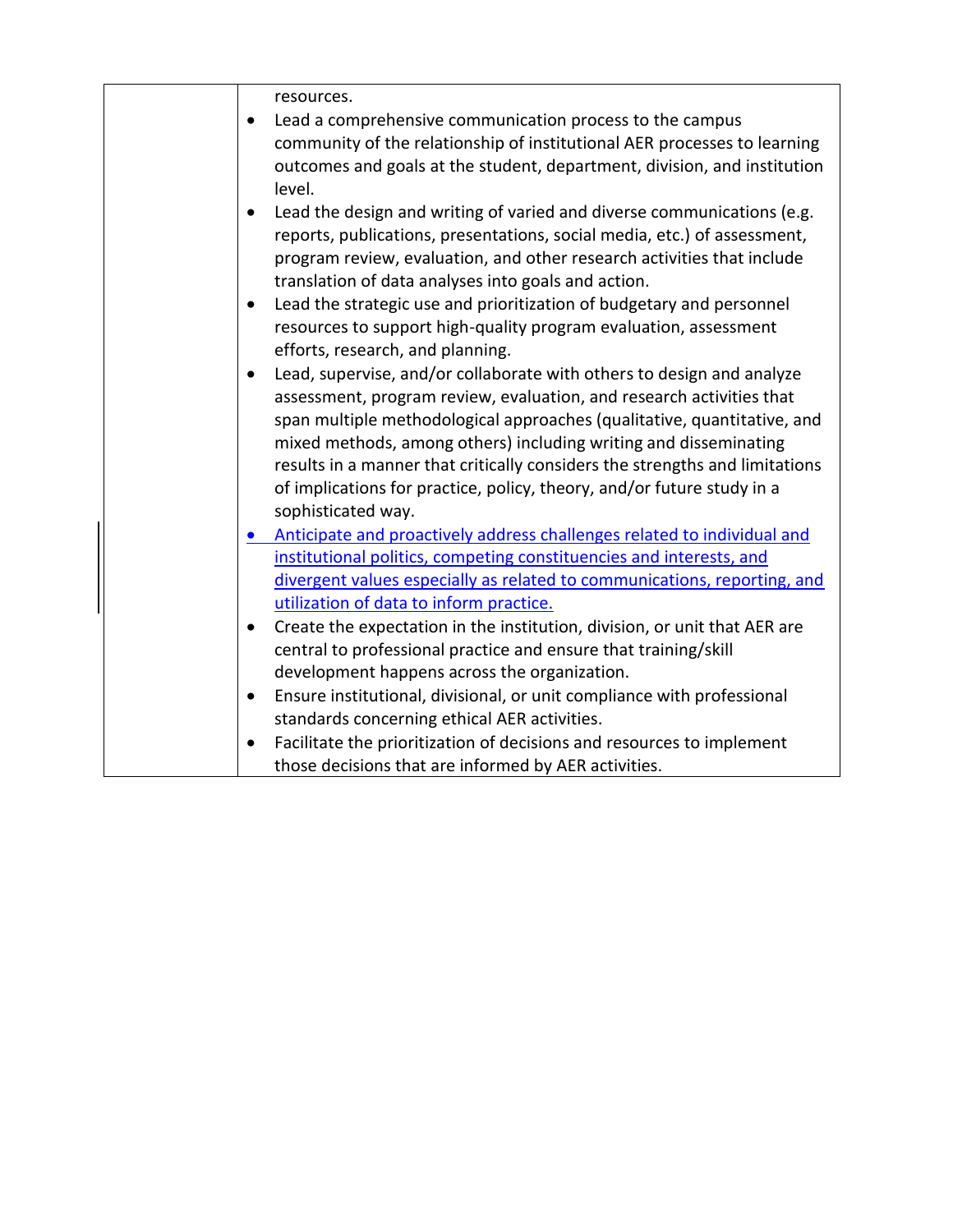| | |
|---|---|
| | resources.<br>• Lead a comprehensive communication process to the campus community of the relationship of institutional AER processes to learning outcomes and goals at the student, department, division, and institution level.<br>• Lead the design and writing of varied and diverse communications (e.g. reports, publications, presentations, social media, etc.) of assessment, program review, evaluation, and other research activities that include translation of data analyses into goals and action.<br>• Lead the strategic use and prioritization of budgetary and personnel resources to support high-quality program evaluation, assessment efforts, research, and planning.<br>• Lead, supervise, and/or collaborate with others to design and analyze assessment, program review, evaluation, and research activities that span multiple methodological approaches (qualitative, quantitative, and mixed methods, among others) including writing and disseminating results in a manner that critically considers the strengths and limitations of implications for practice, policy, theory, and/or future study in a sophisticated way.<br>• Anticipate and proactively address challenges related to individual and institutional politics, competing constituencies and interests, and divergent values especially as related to communications, reporting, and utilization of data to inform practice.<br>• Create the expectation in the institution, division, or unit that AER are central to professional practice and ensure that training/skill development happens across the organization.<br>• Ensure institutional, divisional, or unit compliance with professional standards concerning ethical AER activities.<br>• Facilitate the prioritization of decisions and resources to implement those decisions that are informed by AER activities. |